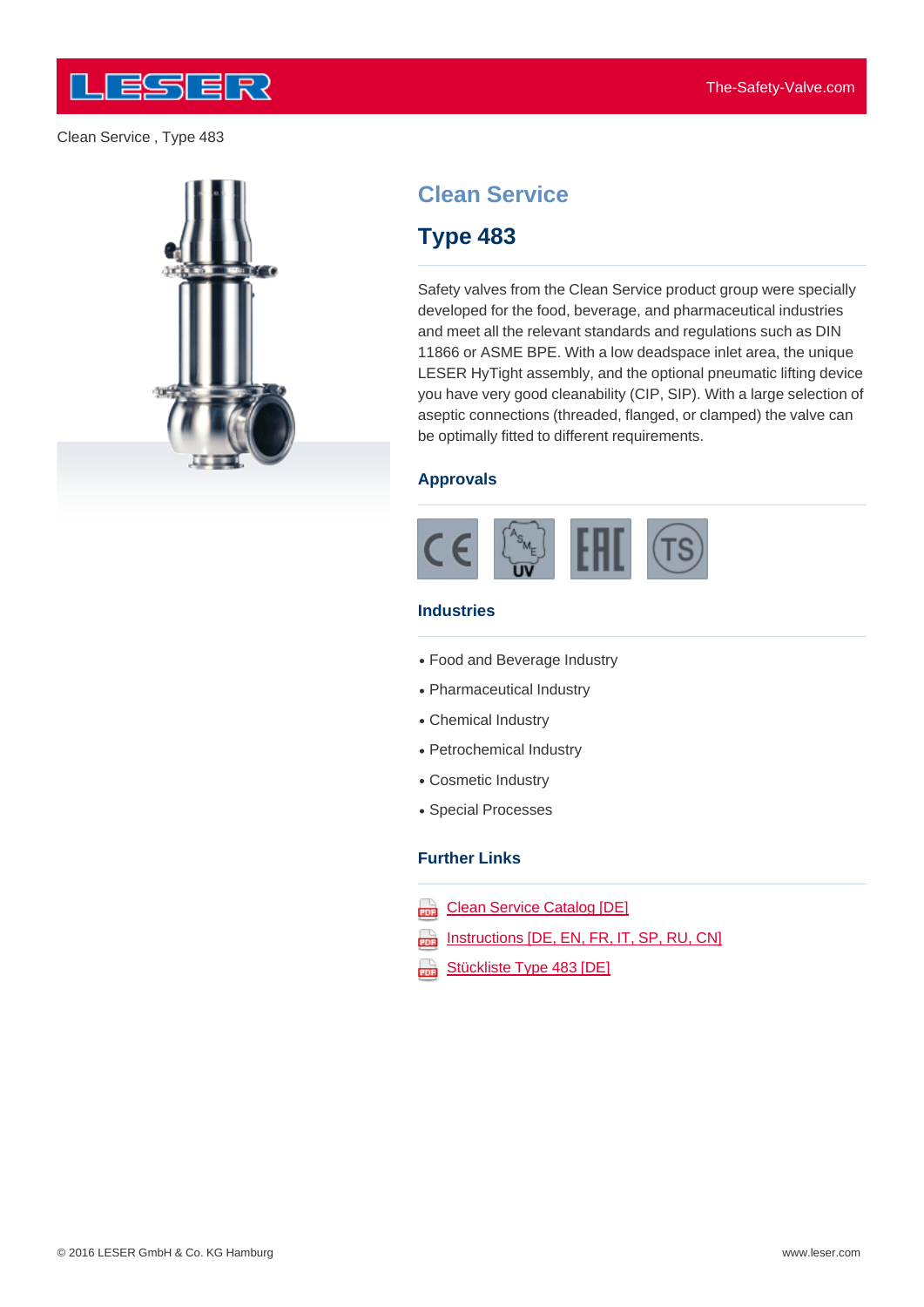Clean Service , Type 483

# Clean Service

## Type 483

Safety valves from the Clean Service product group were specially developed for the food, beverage, and pharmaceutical industries and meet all the relevant standards and regulations such as DIN 11866 or ASME BPE. With a low deadspace inlet area, the unique LESER HyTight assembly, and the optional pneumatic lifting device you have very good cleanability (CIP, SIP). With a large selection of aseptic connections (threaded, flanged, or clamped) the valve can be optimally fitted to different requirements.

### Approvals

### Industries

- Food and Beverage Industry
- Pharmaceutical Industry
- Chemical Industry
- Petrochemical Industry
- Cosmetic Industry
- Special Processes

### Further Links

- Clean Service Catalog [DE]
- Instructions [DE, EN, FR, IT, SP, RU, CN]
- Stückliste Type 483 [DE]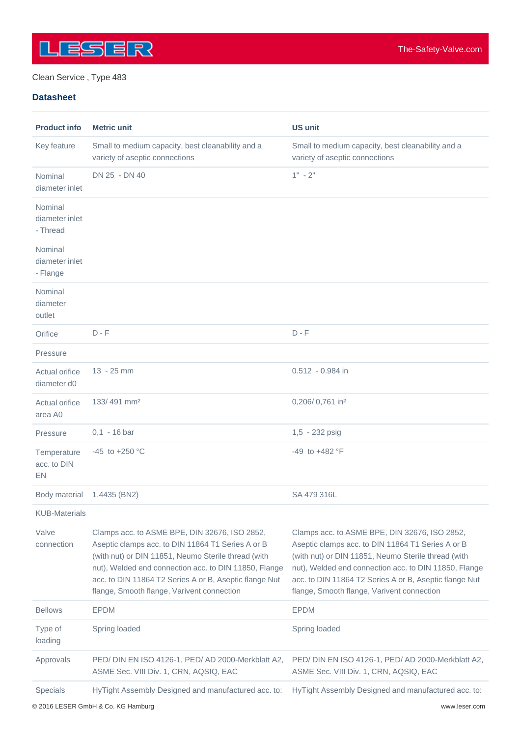Clean Service , Type 483

## Datasheet

| Product info | Metric unit | US unit |
|---|---|---|
| Key feature | Small to medium capacity, best cleanability and a variety of aseptic connections | Small to medium capacity, best cleanability and a variety of aseptic connections |
| Nominal diameter inlet | DN 25 - DN 40 | 1" - 2" |
| Nominal diameter inlet - Thread | | |
| Nominal diameter inlet - Flange | | |
| Nominal diameter outlet | | |
| Orifice | D - F | D - F |
| Pressure | | |
| Actual orifice diameter d0 | 13 - 25 mm | 0.512 - 0.984 in |
| Actual orifice area A0 | 133/ 491 mm² | 0,206/ 0,761 in² |
| Pressure | 0,1 - 16 bar | 1,5 - 232 psig |
| Temperature acc. to DIN EN | -45 to +250 °C | -49 to +482 °F |
| Body material | 1.4435 (BN2) | SA 479 316L |
| KUB-Materials | | |
| Valve connection | Clamps acc. to ASME BPE, DIN 32676, ISO 2852, Aseptic clamps acc. to DIN 11864 T1 Series A or B (with nut) or DIN 11851, Neumo Sterile thread (with nut), Welded end connection acc. to DIN 11850, Flange acc. to DIN 11864 T2 Series A or B, Aseptic flange Nut flange, Smooth flange, Varivent connection | Clamps acc. to ASME BPE, DIN 32676, ISO 2852, Aseptic clamps acc. to DIN 11864 T1 Series A or B (with nut) or DIN 11851, Neumo Sterile thread (with nut), Welded end connection acc. to DIN 11850, Flange acc. to DIN 11864 T2 Series A or B, Aseptic flange Nut flange, Smooth flange, Varivent connection |
| Bellows | EPDM | EPDM |
| Type of loading | Spring loaded | Spring loaded |
| Approvals | PED/ DIN EN ISO 4126-1, PED/ AD 2000-Merkblatt A2, ASME Sec. VIII Div. 1, CRN, AQSIQ, EAC | PED/ DIN EN ISO 4126-1, PED/ AD 2000-Merkblatt A2, ASME Sec. VIII Div. 1, CRN, AQSIQ, EAC |
| Specials | HyTight Assembly Designed and manufactured acc. to: | HyTight Assembly Designed and manufactured acc. to: |

© 2016 LESER GmbH & Co. KG Hamburg

www.leser.com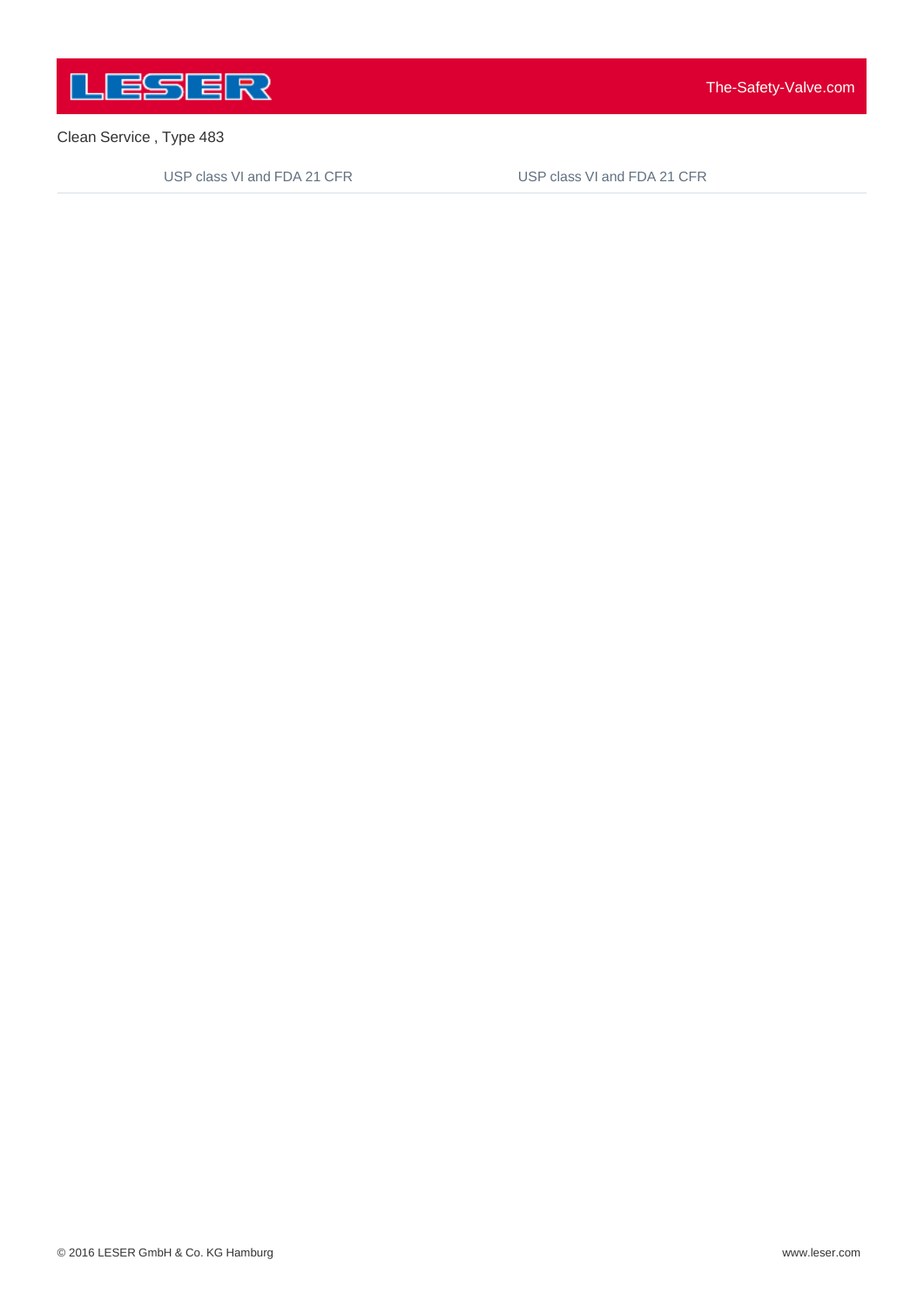Clean Service , Type 483

| USP class VI and FDA 21 CFR | USP class VI and FDA 21 CFR |
| --- | --- |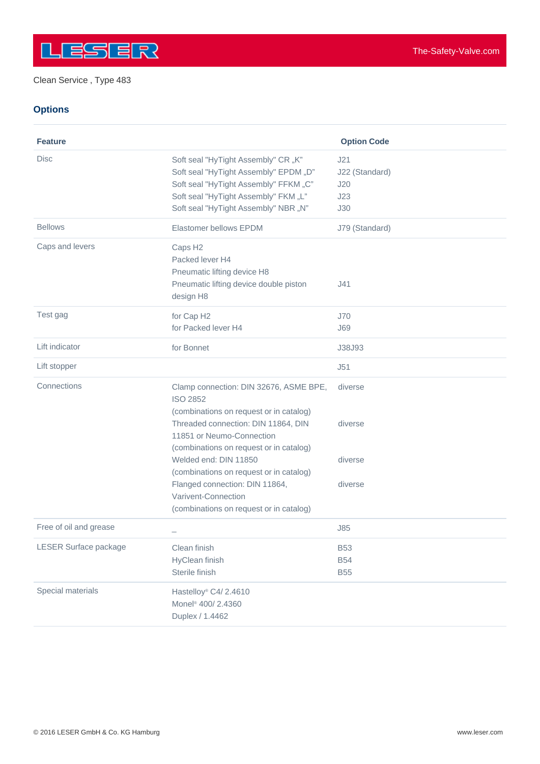Clean Service , Type 483

## Options

| Feature | | Option Code |
|---|---|---|
| Disc | Soft seal "HyTight Assembly" CR „K"<br>Soft seal "HyTight Assembly" EPDM „D"<br>Soft seal "HyTight Assembly" FFKM „C"<br>Soft seal "HyTight Assembly" FKM „L"<br>Soft seal "HyTight Assembly" NBR „N" | J21<br>J22 (Standard)<br>J20<br>J23<br>J30 |
| Bellows | Elastomer bellows EPDM | J79 (Standard) |
| Caps and levers | Caps H2<br>Packed lever H4<br>Pneumatic lifting device H8<br>Pneumatic lifting device double piston design H8 | <br><br><br>J41 |
| Test gag | for Cap H2<br>for Packed lever H4 | J70<br>J69 |
| Lift indicator | for Bonnet | J38J93 |
| Lift stopper | | J51 |
| Connections | Clamp connection: DIN 32676, ASME BPE, ISO 2852<br>(combinations on request or in catalog)<br>Threaded connection: DIN 11864, DIN 11851 or Neumo-Connection<br>(combinations on request or in catalog)<br>Welded end: DIN 11850<br>(combinations on request or in catalog)<br>Flanged connection: DIN 11864, Varivent-Connection<br>(combinations on request or in catalog) | diverse<br><br><br>diverse<br><br><br>diverse<br><br>diverse |
| Free of oil and grease | _ | J85 |
| LESER Surface package | Clean finish<br>HyClean finish<br>Sterile finish | B53<br>B54<br>B55 |
| Special materials | Hastelloy® C4/ 2.4610<br>Monel® 400/ 2.4360<br>Duplex / 1.4462 | |